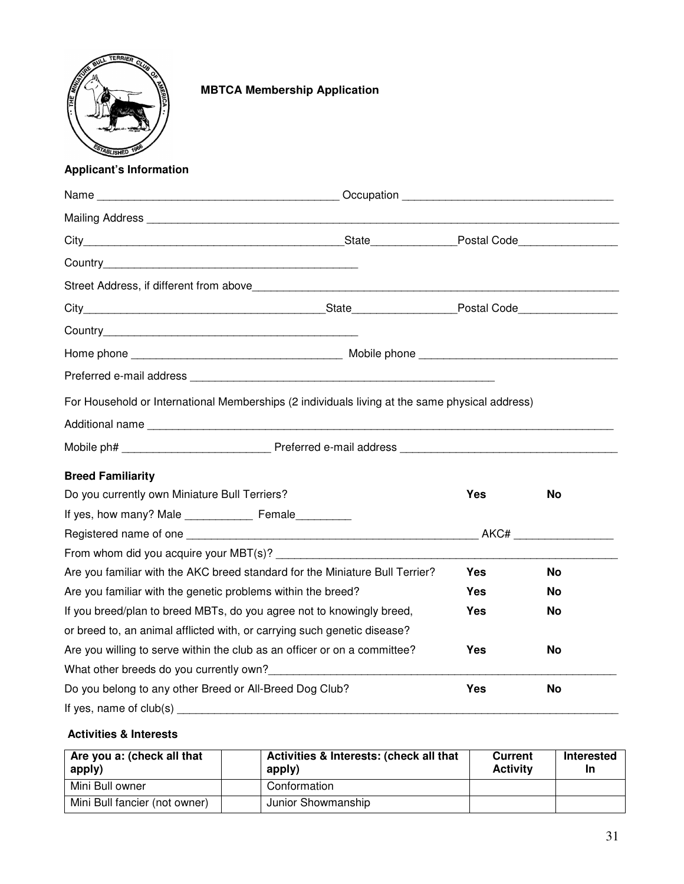**MBTCA Membership Application**

**Applicant's Information**

Name ________________________________________ Occupation __________________________________

Mailing Address ______________________________________________________________________________

City___________________________________________State______________Postal Code________________

Country___________________________________________

Street Address, if different from above____________________________________________________________

City_______________________________________State_________________Postal Code________________

Country___________________________________________

Home phone __________________________________ Mobile phone ________________________________

Preferred e-mail address ___________________________________________________

For Household or International Memberships (2 individuals living at the same physical address)

Additional name ____________________________________________________________________________

Mobile ph# _______________________ Preferred e-mail address ___________________________________

**Breed Familiarity**

Do you currently own Miniature Bull Terriers? **Yes** **No**

If yes, how many? Male ___________ Female_________

Registered name of one ________________________________________________ AKC# ________________

From whom did you acquire your MBT(s)? ________________________________________________________

Are you familiar with the AKC breed standard for the Miniature Bull Terrier? **Yes** **No**

Are you familiar with the genetic problems within the breed? **Yes** **No**

If you breed/plan to breed MBTs, do you agree not to knowingly breed, or breed to, an animal afflicted with, or carrying such genetic disease? **Yes** **No**

Are you willing to serve within the club as an officer or on a committee? **Yes** **No**

What other breeds do you currently own?________________________________________________________

Do you belong to any other Breed or All-Breed Dog Club? **Yes** **No**

If yes, name of club(s) _______________________________________________________________________

**Activities & Interests**

| Are you a: (check all that apply) | | Activities & Interests: (check all that apply) | Current Activity | Interested In |
|---|---|---|---|---|
| Mini Bull owner | | Conformation | | |
| Mini Bull fancier (not owner) | | Junior Showmanship | | |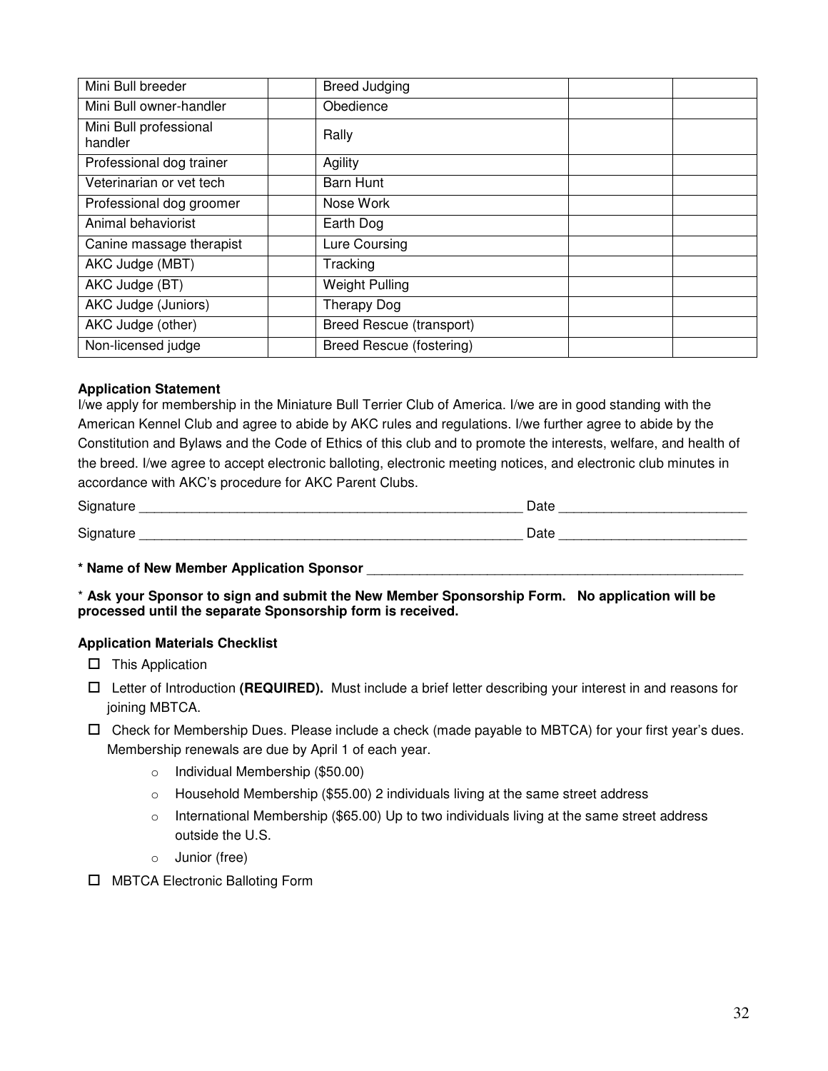| Mini Bull breeder | | Breed Judging | | |
|---|---|---|---|---|
| Mini Bull owner-handler | | Obedience | | |
| Mini Bull professional handler | | Rally | | |
| Professional dog trainer | | Agility | | |
| Veterinarian or vet tech | | Barn Hunt | | |
| Professional dog groomer | | Nose Work | | |
| Animal behaviorist | | Earth Dog | | |
| Canine massage therapist | | Lure Coursing | | |
| AKC Judge (MBT) | | Tracking | | |
| AKC Judge (BT) | | Weight Pulling | | |
| AKC Judge (Juniors) | | Therapy Dog | | |
| AKC Judge (other) | | Breed Rescue (transport) | | |
| Non-licensed judge | | Breed Rescue (fostering) | | |

**Application Statement**

I/we apply for membership in the Miniature Bull Terrier Club of America. I/we are in good standing with the American Kennel Club and agree to abide by AKC rules and regulations. I/we further agree to abide by the Constitution and Bylaws and the Code of Ethics of this club and to promote the interests, welfare, and health of the breed. I/we agree to accept electronic balloting, electronic meeting notices, and electronic club minutes in accordance with AKC's procedure for AKC Parent Clubs.

Signature _____________________________________________________ Date _________________________

Signature _____________________________________________________ Date _________________________

**\* Name of New Member Application Sponsor** _____________________________________________________

\* **Ask your Sponsor to sign and submit the New Member Sponsorship Form. No application will be processed until the separate Sponsorship form is received.**

**Application Materials Checklist**

- ☐ This Application
- ☐ Letter of Introduction **(REQUIRED).** Must include a brief letter describing your interest in and reasons for joining MBTCA.
- ☐ Check for Membership Dues. Please include a check (made payable to MBTCA) for your first year's dues. Membership renewals are due by April 1 of each year.
  - Individual Membership ($50.00)
  - Household Membership ($55.00) 2 individuals living at the same street address
  - International Membership ($65.00) Up to two individuals living at the same street address outside the U.S.
  - Junior (free)
- ☐ MBTCA Electronic Balloting Form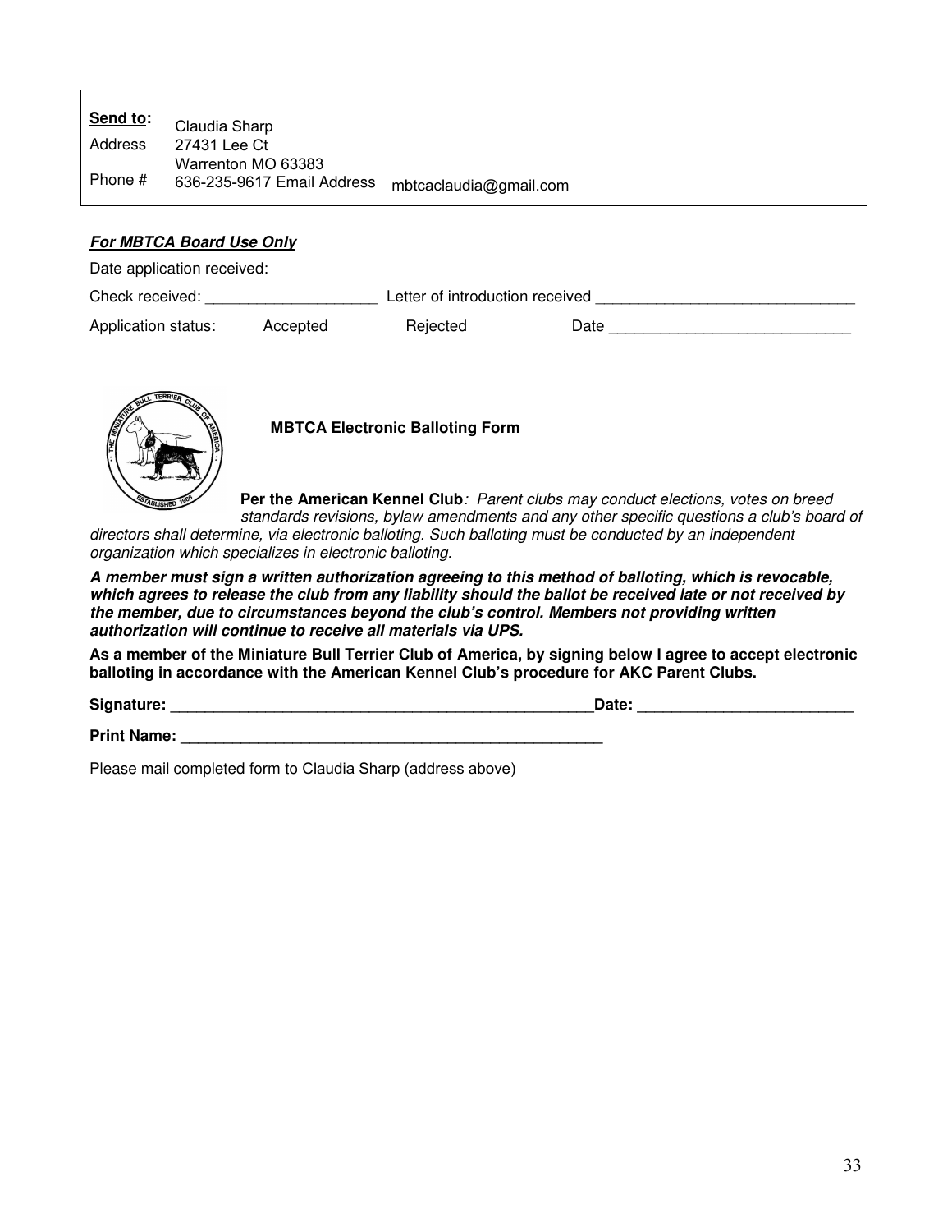| | |
|---|---|
| **Send to:** | Claudia Sharp |
| Address | 27431 Lee Ct<br>Warrenton MO 63383 |
| Phone # | 636-235-9617 Email Address mbtcaclaudia@gmail.com |

***For MBTCA Board Use Only***

Date application received:

Check received: ____________________ Letter of introduction received ______________________________

Application status: Accepted Rejected Date ____________________________

**MBTCA Electronic Balloting Form**

**Per the American Kennel Club**: *Parent clubs may conduct elections, votes on breed standards revisions, bylaw amendments and any other specific questions a club's board of directors shall determine, via electronic balloting. Such balloting must be conducted by an independent organization which specializes in electronic balloting.*

***A member must sign a written authorization agreeing to this method of balloting, which is revocable, which agrees to release the club from any liability should the ballot be received late or not received by the member, due to circumstances beyond the club's control. Members not providing written authorization will continue to receive all materials via UPS.***

**As a member of the Miniature Bull Terrier Club of America, by signing below I agree to accept electronic balloting in accordance with the American Kennel Club's procedure for AKC Parent Clubs.**

**Signature:** ___________________________________________________**Date:** _________________________

**Print Name:** __________________________________________________

Please mail completed form to Claudia Sharp (address above)